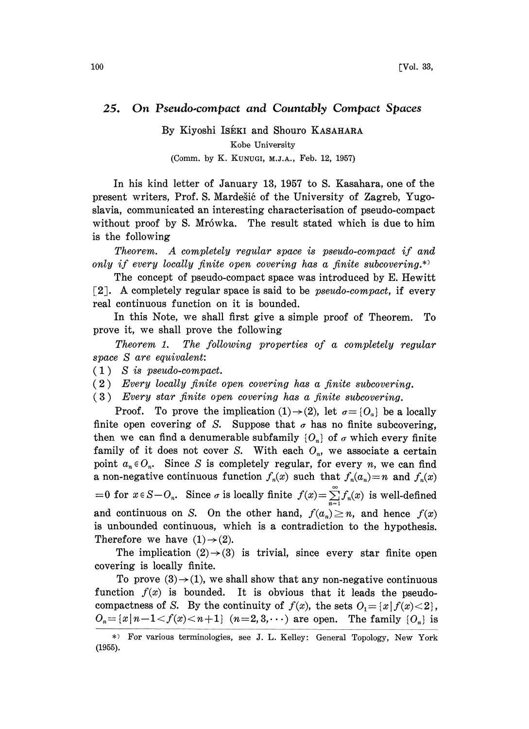# 25. On Pseudo-compact and Countably Compact Spaces

By Kiyoshi ISÉKI and Shouro KASAHARA

Kobe University

(Comm. by K. KUNUGI, M.J.A., Feb. 12, 1957)

In his kind letter of January 13, 1957 to S. Kasahara, one of the present writers, Prof. S. Mardešić of the University of Zagreb, Yugoslavia, communicated an interesting characterisation of pseudo-compact without proof by S. Mrówka. The result stated which is due to him is the following

*Theorem. A completely regular space is pseudo-compact if and only if every locally finite open covering has a finite subcovering.*[*]

The concept of pseudo-compact space was introduced by E. Hewitt [2]. A completely regular space is said to be *pseudo-compact*, if every real continuous function on it is bounded.

In this Note, we shall first give a simple proof of Theorem. To prove it, we shall prove the following

*Theorem 1. The following properties of a completely regular space $S$ are equivalent:*

(1) *$S$ is pseudo-compact.*

(2) *Every locally finite open covering has a finite subcovering.*

(3) *Every star finite open covering has a finite subcovering.*

Proof. To prove the implication (1)$\rightarrow$(2), let $\sigma=\{O_\alpha\}$ be a locally finite open covering of $S$. Suppose that $\sigma$ has no finite subcovering, then we can find a denumerable subfamily $\{O_n\}$ of $\sigma$ which every finite family of it does not cover $S$. With each $O_n$, we associate a certain point $a_n \in O_n$. Since $S$ is completely regular, for every $n$, we can find a non-negative continuous function $f_n(x)$ such that $f_n(a_n)=n$ and $f_n(x)=0$ for $x \in S-O_n$. Since $\sigma$ is locally finite $f(x)=\sum_{n=1}^{\infty} f_n(x)$ is well-defined and continuous on $S$. On the other hand, $f(a_n)\geq n$, and hence $f(x)$ is unbounded continuous, which is a contradiction to the hypothesis. Therefore we have (1)$\rightarrow$(2).

The implication (2)$\rightarrow$(3) is trivial, since every star finite open covering is locally finite.

To prove (3)$\rightarrow$(1), we shall show that any non-negative continuous function $f(x)$ is bounded. It is obvious that it leads the pseudo-compactness of $S$. By the continuity of $f(x)$, the sets $O_1=\{x\,|\,f(x)<2\}$, $O_n=\{x\,|\,n-1<f(x)<n+1\}$ $(n=2,3,\cdots)$ are open. The family $\{O_n\}$ is

[*] For various terminologies, see J. L. Kelley: General Topology, New York (1955).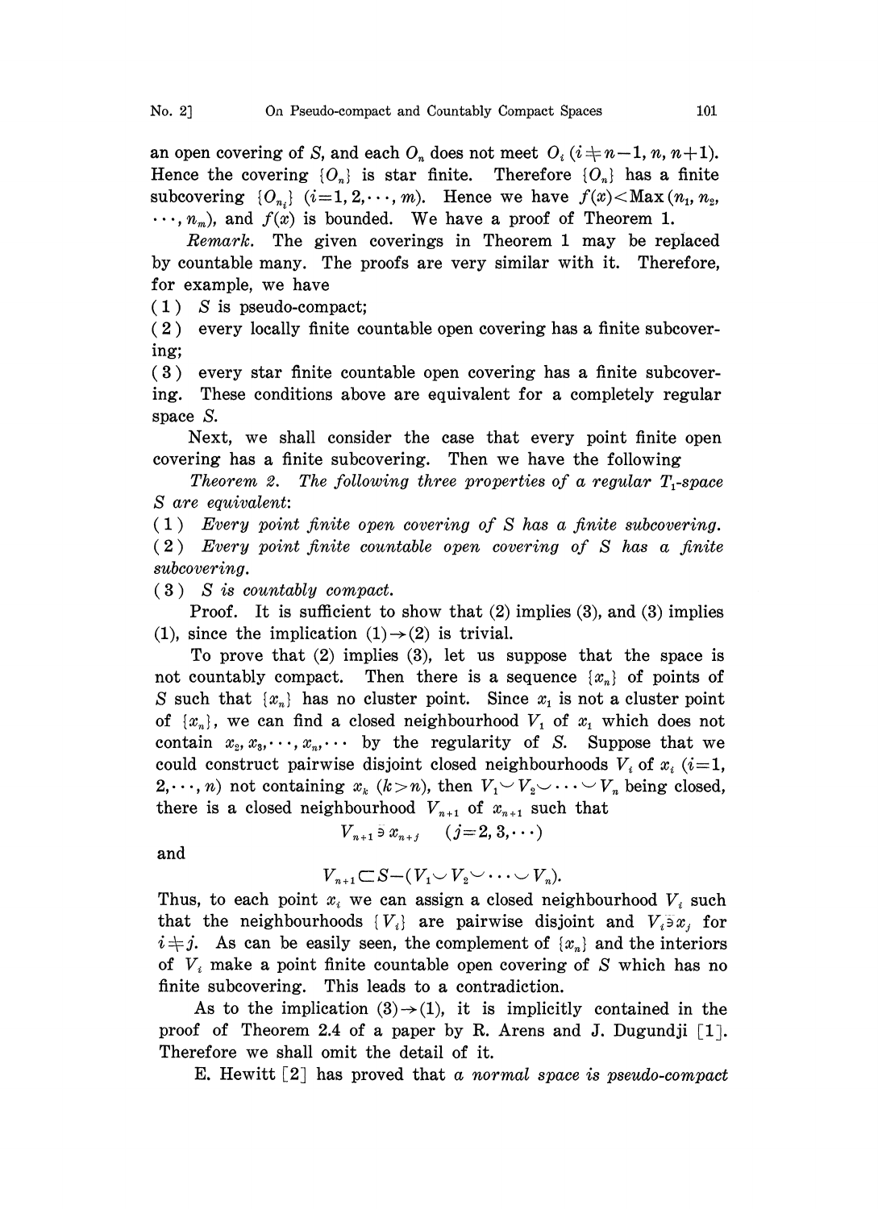an open covering of $S$, and each $O_n$ does not meet $O_i$ ($i \neq n-1, n, n+1$). Hence the covering $\{O_n\}$ is star finite. Therefore $\{O_n\}$ has a finite subcovering $\{O_{n_i}\}$ ($i=1, 2, \cdots, m$). Hence we have $f(x) < \text{Max}(n_1, n_2, \cdots, n_m)$, and $f(x)$ is bounded. We have a proof of Theorem 1.

*Remark.* The given coverings in Theorem 1 may be replaced by countable many. The proofs are very similar with it. Therefore, for example, we have

(1) $S$ is pseudo-compact;

(2) every locally finite countable open covering has a finite subcovering;

(3) every star finite countable open covering has a finite subcovering. These conditions above are equivalent for a completely regular space $S$.

Next, we shall consider the case that every point finite open covering has a finite subcovering. Then we have the following

*Theorem 2. The following three properties of a regular $T_1$-space $S$ are equivalent:*

(1) *Every point finite open covering of $S$ has a finite subcovering.*

(2) *Every point finite countable open covering of $S$ has a finite subcovering.*

(3) *$S$ is countably compact.*

Proof. It is sufficient to show that (2) implies (3), and (3) implies (1), since the implication (1)→(2) is trivial.

To prove that (2) implies (3), let us suppose that the space is not countably compact. Then there is a sequence $\{x_n\}$ of points of $S$ such that $\{x_n\}$ has no cluster point. Since $x_1$ is not a cluster point of $\{x_n\}$, we can find a closed neighbourhood $V_1$ of $x_1$ which does not contain $x_2, x_3, \cdots, x_n, \cdots$ by the regularity of $S$. Suppose that we could construct pairwise disjoint closed neighbourhoods $V_i$ of $x_i$ ($i=1, 2, \cdots, n$) not containing $x_k$ ($k>n$), then $V_1 \cup V_2 \cup \cdots \cup V_n$ being closed, there is a closed neighbourhood $V_{n+1}$ of $x_{n+1}$ such that

$$V_{n+1} \not\ni x_{n+j} \quad (j=2, 3, \cdots)$$

and

$$V_{n+1} \subset S-(V_1 \cup V_2 \cup \cdots \cup V_n).$$

Thus, to each point $x_i$ we can assign a closed neighbourhood $V_i$ such that the neighbourhoods $\{V_i\}$ are pairwise disjoint and $V_i \not\ni x_j$ for $i \neq j$. As can be easily seen, the complement of $\{x_n\}$ and the interiors of $V_i$ make a point finite countable open covering of $S$ which has no finite subcovering. This leads to a contradiction.

As to the implication (3)→(1), it is implicitly contained in the proof of Theorem 2.4 of a paper by R. Arens and J. Dugundji [1]. Therefore we shall omit the detail of it.

E. Hewitt [2] has proved that *a normal space is pseudo-compact*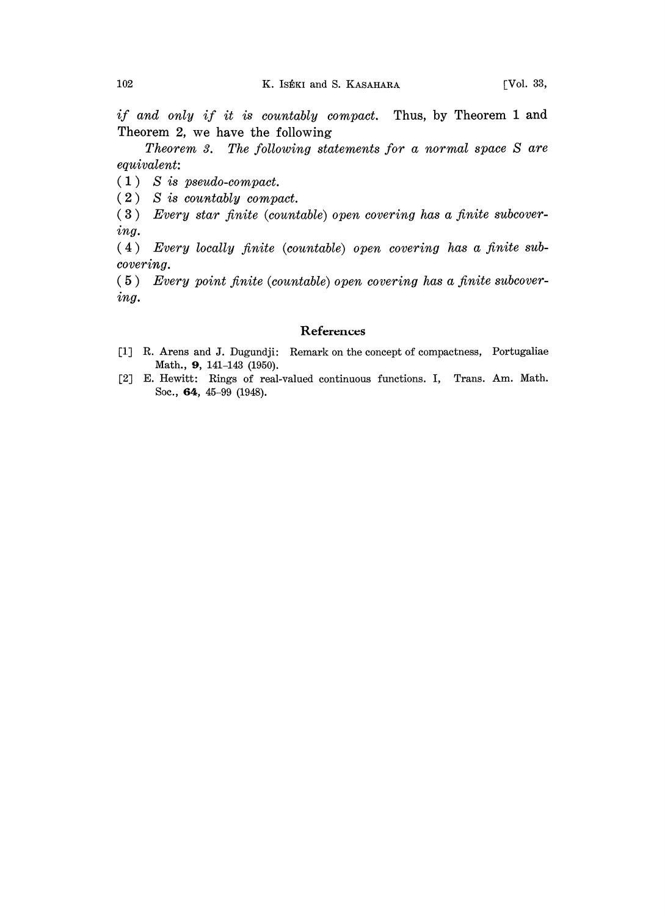*if and only if it is countably compact.* Thus, by Theorem 1 and Theorem 2, we have the following

*Theorem 3. The following statements for a normal space $S$ are equivalent:*

(1) *$S$ is pseudo-compact.*

(2) *$S$ is countably compact.*

(3) *Every star finite (countable) open covering has a finite subcovering.*

(4) *Every locally finite (countable) open covering has a finite subcovering.*

(5) *Every point finite (countable) open covering has a finite subcovering.*

## References

[1] R. Arens and J. Dugundji: Remark on the concept of compactness, Portugaliae Math., **9**, 141–143 (1950).

[2] E. Hewitt: Rings of real-valued continuous functions. I, Trans. Am. Math. Soc., **64**, 45–99 (1948).